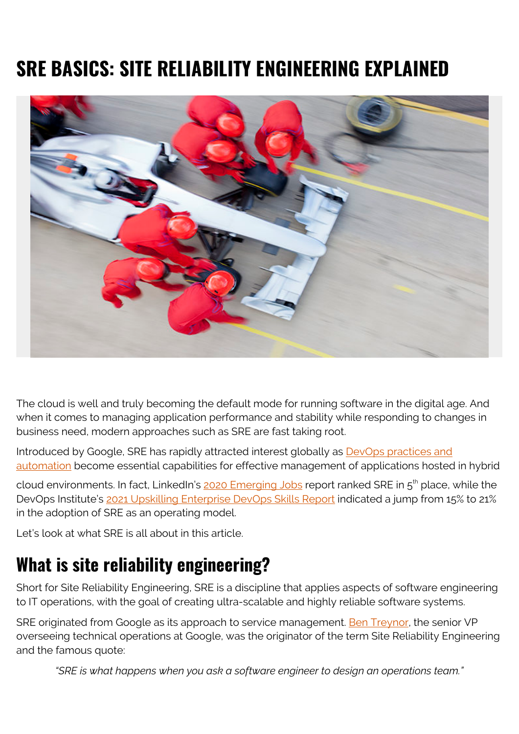# SRE BASICS: SITE RELIABILITY ENGINEERING EXPLAINED

The cloud is well and truly becoming the default mode for running software in the digital age. And when it comes to managing application performance and stability while responding to changes in business need, modern approaches such as SRE are fast taking root.

Introduced by Google, SRE has rapidly attracted interest globally as DevOps practices and automation become essential capabilities for effective management of applications hosted in hybrid cloud environments. In fact, LinkedIn's 2020 Emerging Jobs report ranked SRE in 5th place, while the DevOps Institute's 2021 Upskilling Enterprise DevOps Skills Report indicated a jump from 15% to 21% in the adoption of SRE as an operating model.

Let's look at what SRE is all about in this article.

## What is site reliability engineering?

Short for Site Reliability Engineering, SRE is a discipline that applies aspects of software engineering to IT operations, with the goal of creating ultra-scalable and highly reliable software systems.

SRE originated from Google as its approach to service management. Ben Treynor, the senior VP overseeing technical operations at Google, was the originator of the term Site Reliability Engineering and the famous quote:

> *"SRE is what happens when you ask a software engineer to design an operations team."*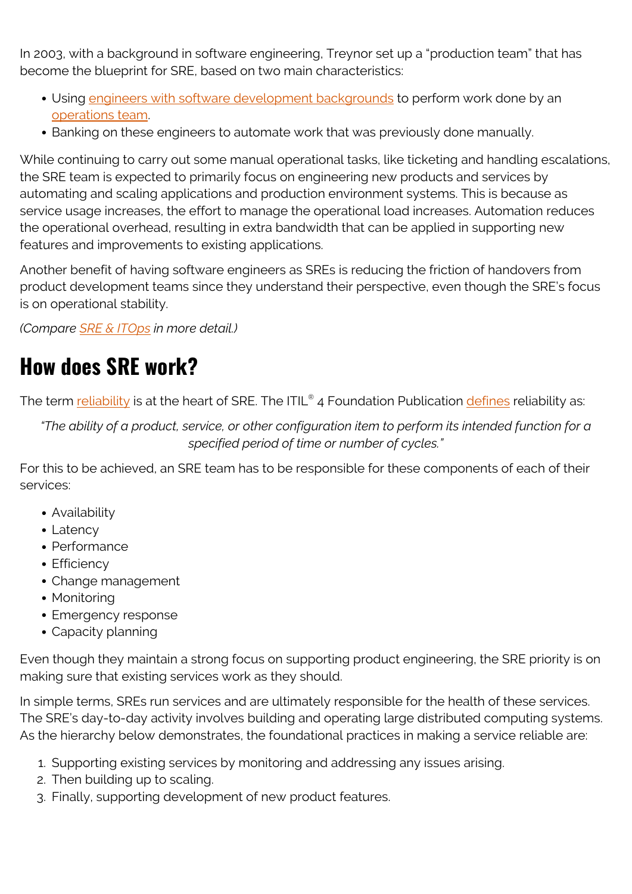In 2003, with a background in software engineering, Treynor set up a "production team" that has become the blueprint for SRE, based on two main characteristics:

- Using engineers with software development backgrounds to perform work done by an operations team.
- Banking on these engineers to automate work that was previously done manually.

While continuing to carry out some manual operational tasks, like ticketing and handling escalations, the SRE team is expected to primarily focus on engineering new products and services by automating and scaling applications and production environment systems. This is because as service usage increases, the effort to manage the operational load increases. Automation reduces the operational overhead, resulting in extra bandwidth that can be applied in supporting new features and improvements to existing applications.

Another benefit of having software engineers as SREs is reducing the friction of handovers from product development teams since they understand their perspective, even though the SRE's focus is on operational stability.

*(Compare SRE & ITOps in more detail.)*

## How does SRE work?

The term reliability is at the heart of SRE. The ITIL® 4 Foundation Publication defines reliability as:

> *"The ability of a product, service, or other configuration item to perform its intended function for a specified period of time or number of cycles."*

For this to be achieved, an SRE team has to be responsible for these components of each of their services:

- Availability
- Latency
- Performance
- Efficiency
- Change management
- Monitoring
- Emergency response
- Capacity planning

Even though they maintain a strong focus on supporting product engineering, the SRE priority is on making sure that existing services work as they should.

In simple terms, SREs run services and are ultimately responsible for the health of these services. The SRE's day-to-day activity involves building and operating large distributed computing systems. As the hierarchy below demonstrates, the foundational practices in making a service reliable are:

1. Supporting existing services by monitoring and addressing any issues arising.
2. Then building up to scaling.
3. Finally, supporting development of new product features.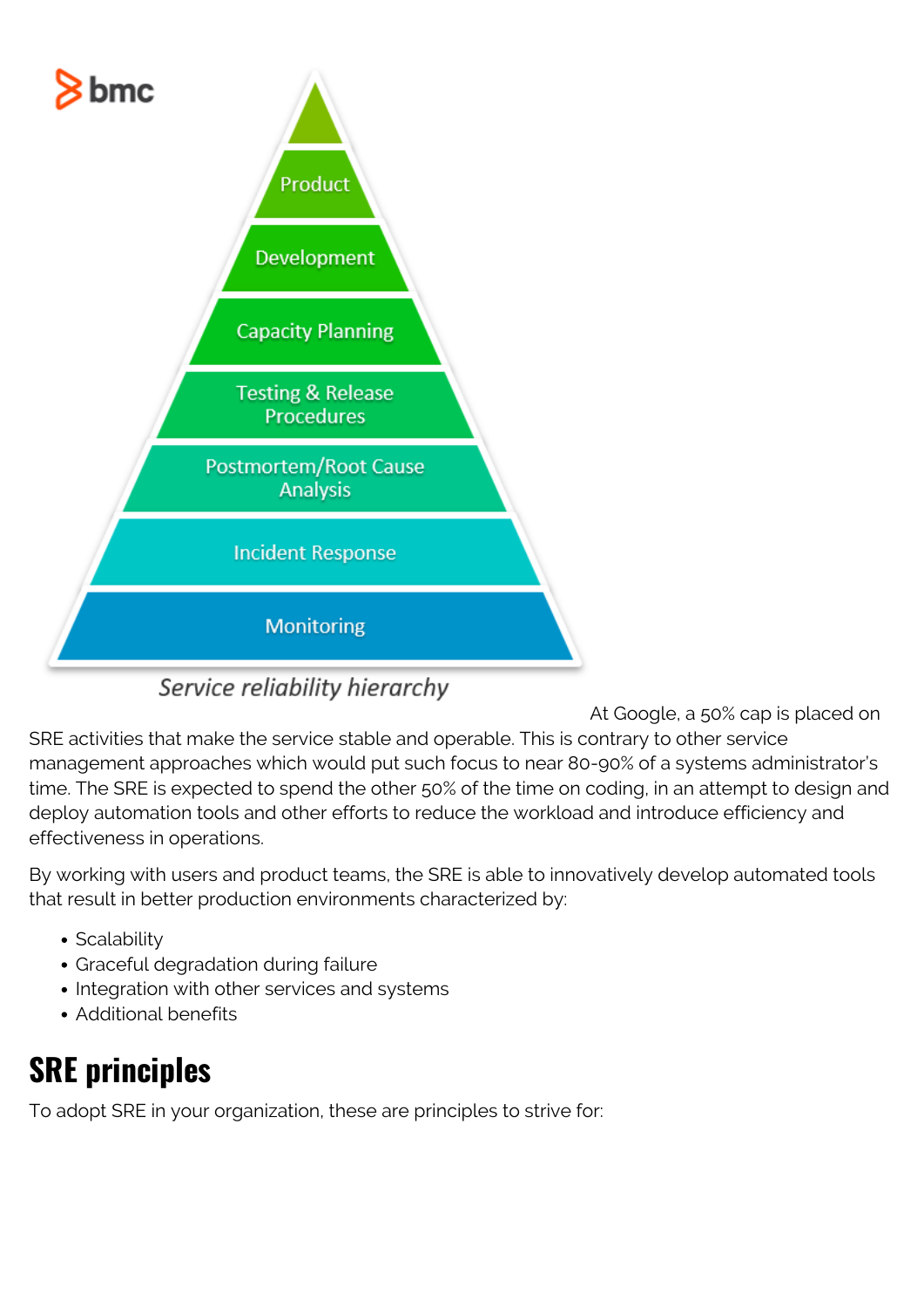Product

Development

Capacity Planning

Testing & Release Procedures

Postmortem/Root Cause Analysis

Incident Response

Monitoring

*Service reliability hierarchy*

At Google, a 50% cap is placed on SRE activities that make the service stable and operable. This is contrary to other service management approaches which would put such focus to near 80-90% of a systems administrator's time. The SRE is expected to spend the other 50% of the time on coding, in an attempt to design and deploy automation tools and other efforts to reduce the workload and introduce efficiency and effectiveness in operations.

By working with users and product teams, the SRE is able to innovatively develop automated tools that result in better production environments characterized by:

- Scalability
- Graceful degradation during failure
- Integration with other services and systems
- Additional benefits

## SRE principles

To adopt SRE in your organization, these are principles to strive for: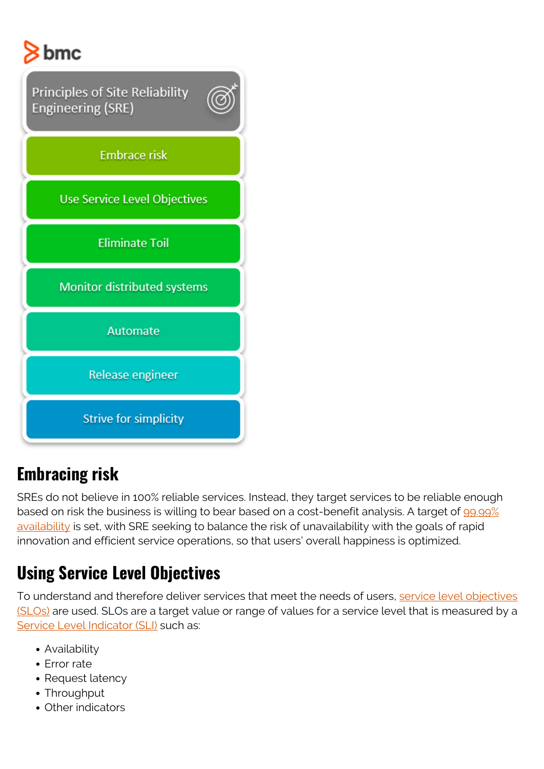bmc

Principles of Site Reliability Engineering (SRE)

- Embrace risk
- Use Service Level Objectives
- Eliminate Toil
- Monitor distributed systems
- Automate
- Release engineer
- Strive for simplicity

## Embracing risk

SREs do not believe in 100% reliable services. Instead, they target services to be reliable enough based on risk the business is willing to bear based on a cost-benefit analysis. A target of 99.99% availability is set, with SRE seeking to balance the risk of unavailability with the goals of rapid innovation and efficient service operations, so that users' overall happiness is optimized.

## Using Service Level Objectives

To understand and therefore deliver services that meet the needs of users, service level objectives (SLOs) are used. SLOs are a target value or range of values for a service level that is measured by a Service Level Indicator (SLI) such as:

- Availability
- Error rate
- Request latency
- Throughput
- Other indicators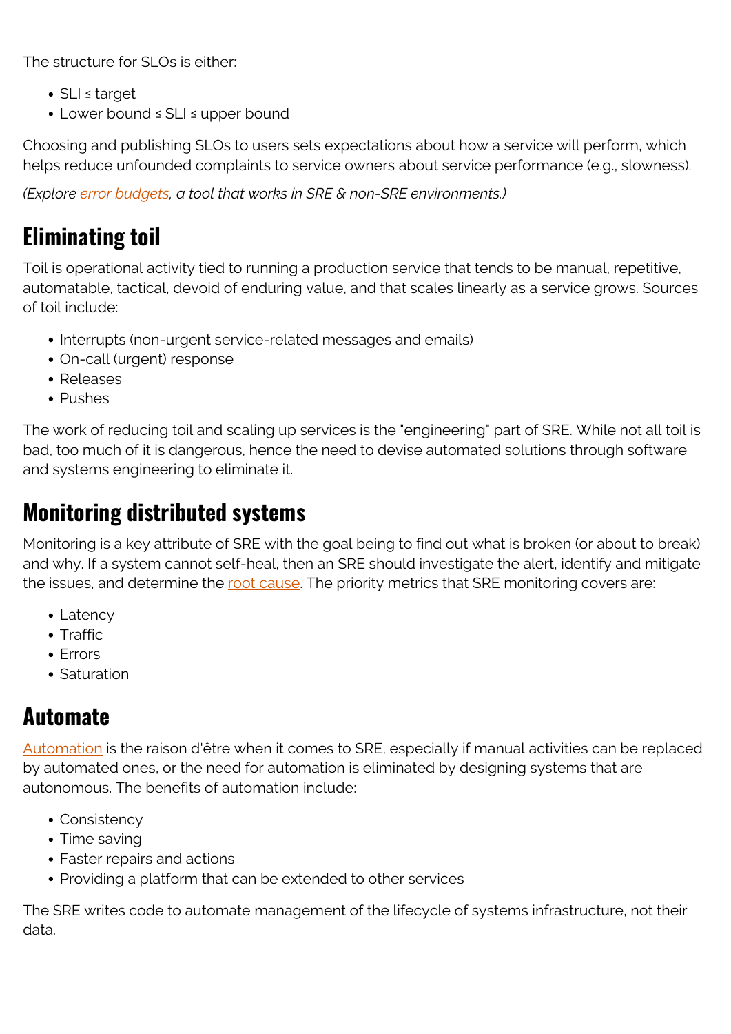The structure for SLOs is either:

- SLI ≤ target
- Lower bound ≤ SLI ≤ upper bound

Choosing and publishing SLOs to users sets expectations about how a service will perform, which helps reduce unfounded complaints to service owners about service performance (e.g., slowness).

*(Explore error budgets, a tool that works in SRE & non-SRE environments.)*

## Eliminating toil

Toil is operational activity tied to running a production service that tends to be manual, repetitive, automatable, tactical, devoid of enduring value, and that scales linearly as a service grows. Sources of toil include:

- Interrupts (non-urgent service-related messages and emails)
- On-call (urgent) response
- Releases
- Pushes

The work of reducing toil and scaling up services is the "engineering" part of SRE. While not all toil is bad, too much of it is dangerous, hence the need to devise automated solutions through software and systems engineering to eliminate it.

## Monitoring distributed systems

Monitoring is a key attribute of SRE with the goal being to find out what is broken (or about to break) and why. If a system cannot self-heal, then an SRE should investigate the alert, identify and mitigate the issues, and determine the root cause. The priority metrics that SRE monitoring covers are:

- Latency
- Traffic
- Errors
- Saturation

## Automate

Automation is the raison d'être when it comes to SRE, especially if manual activities can be replaced by automated ones, or the need for automation is eliminated by designing systems that are autonomous. The benefits of automation include:

- Consistency
- Time saving
- Faster repairs and actions
- Providing a platform that can be extended to other services

The SRE writes code to automate management of the lifecycle of systems infrastructure, not their data.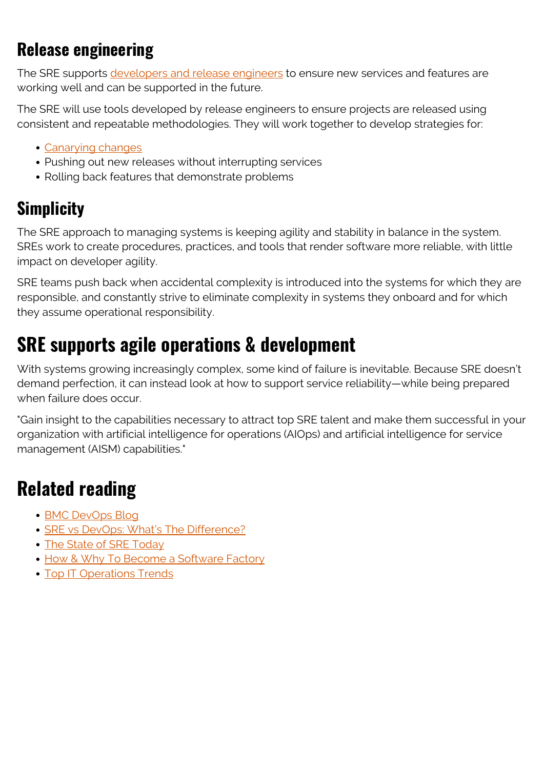### Release engineering

The SRE supports developers and release engineers to ensure new services and features are working well and can be supported in the future.

The SRE will use tools developed by release engineers to ensure projects are released using consistent and repeatable methodologies. They will work together to develop strategies for:

- Canarying changes
- Pushing out new releases without interrupting services
- Rolling back features that demonstrate problems

### Simplicity

The SRE approach to managing systems is keeping agility and stability in balance in the system. SREs work to create procedures, practices, and tools that render software more reliable, with little impact on developer agility.

SRE teams push back when accidental complexity is introduced into the systems for which they are responsible, and constantly strive to eliminate complexity in systems they onboard and for which they assume operational responsibility.

## SRE supports agile operations & development

With systems growing increasingly complex, some kind of failure is inevitable. Because SRE doesn't demand perfection, it can instead look at how to support service reliability—while being prepared when failure does occur.

"Gain insight to the capabilities necessary to attract top SRE talent and make them successful in your organization with artificial intelligence for operations (AIOps) and artificial intelligence for service management (AISM) capabilities."

## Related reading

- BMC DevOps Blog
- SRE vs DevOps: What's The Difference?
- The State of SRE Today
- How & Why To Become a Software Factory
- Top IT Operations Trends